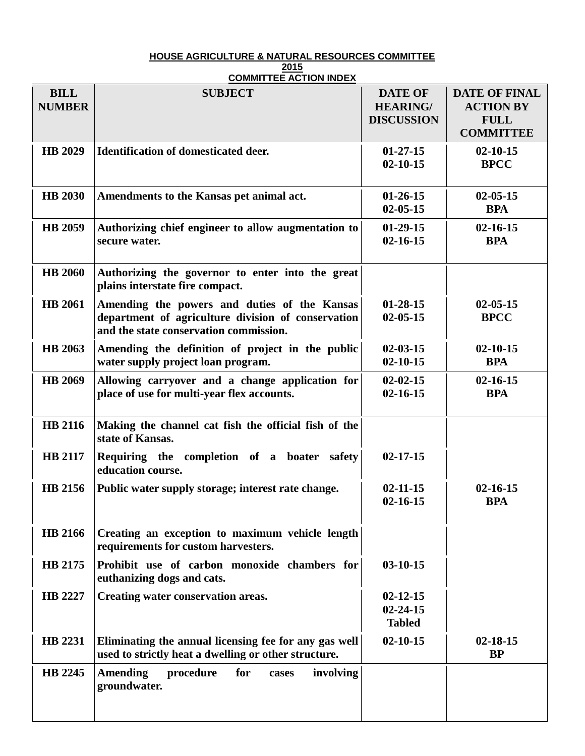**HOUSE AGRICULTURE & NATURAL RESOURCES COMMITTEE**
**2015**
**COMMITTEE ACTION INDEX**

| BILL NUMBER | SUBJECT | DATE OF HEARING/ DISCUSSION | DATE OF FINAL ACTION BY FULL COMMITTEE |
|---|---|---|---|
| HB 2029 | Identification of domesticated deer. | 01-27-15<br>02-10-15 | 02-10-15<br>BPCC |
| HB 2030 | Amendments to the Kansas pet animal act. | 01-26-15<br>02-05-15 | 02-05-15<br>BPA |
| HB 2059 | Authorizing chief engineer to allow augmentation to secure water. | 01-29-15<br>02-16-15 | 02-16-15<br>BPA |
| HB 2060 | Authorizing the governor to enter into the great plains interstate fire compact. | | |
| HB 2061 | Amending the powers and duties of the Kansas department of agriculture division of conservation and the state conservation commission. | 01-28-15<br>02-05-15 | 02-05-15<br>BPCC |
| HB 2063 | Amending the definition of project in the public water supply project loan program. | 02-03-15<br>02-10-15 | 02-10-15<br>BPA |
| HB 2069 | Allowing carryover and a change application for place of use for multi-year flex accounts. | 02-02-15<br>02-16-15 | 02-16-15<br>BPA |
| HB 2116 | Making the channel cat fish the official fish of the state of Kansas. | | |
| HB 2117 | Requiring the completion of a boater safety education course. | 02-17-15 | |
| HB 2156 | Public water supply storage; interest rate change. | 02-11-15<br>02-16-15 | 02-16-15<br>BPA |
| HB 2166 | Creating an exception to maximum vehicle length requirements for custom harvesters. | | |
| HB 2175 | Prohibit use of carbon monoxide chambers for euthanizing dogs and cats. | 03-10-15 | |
| HB 2227 | Creating water conservation areas. | 02-12-15<br>02-24-15<br>Tabled | |
| HB 2231 | Eliminating the annual licensing fee for any gas well used to strictly heat a dwelling or other structure. | 02-10-15 | 02-18-15<br>BP |
| HB 2245 | Amending procedure for cases involving groundwater. | | |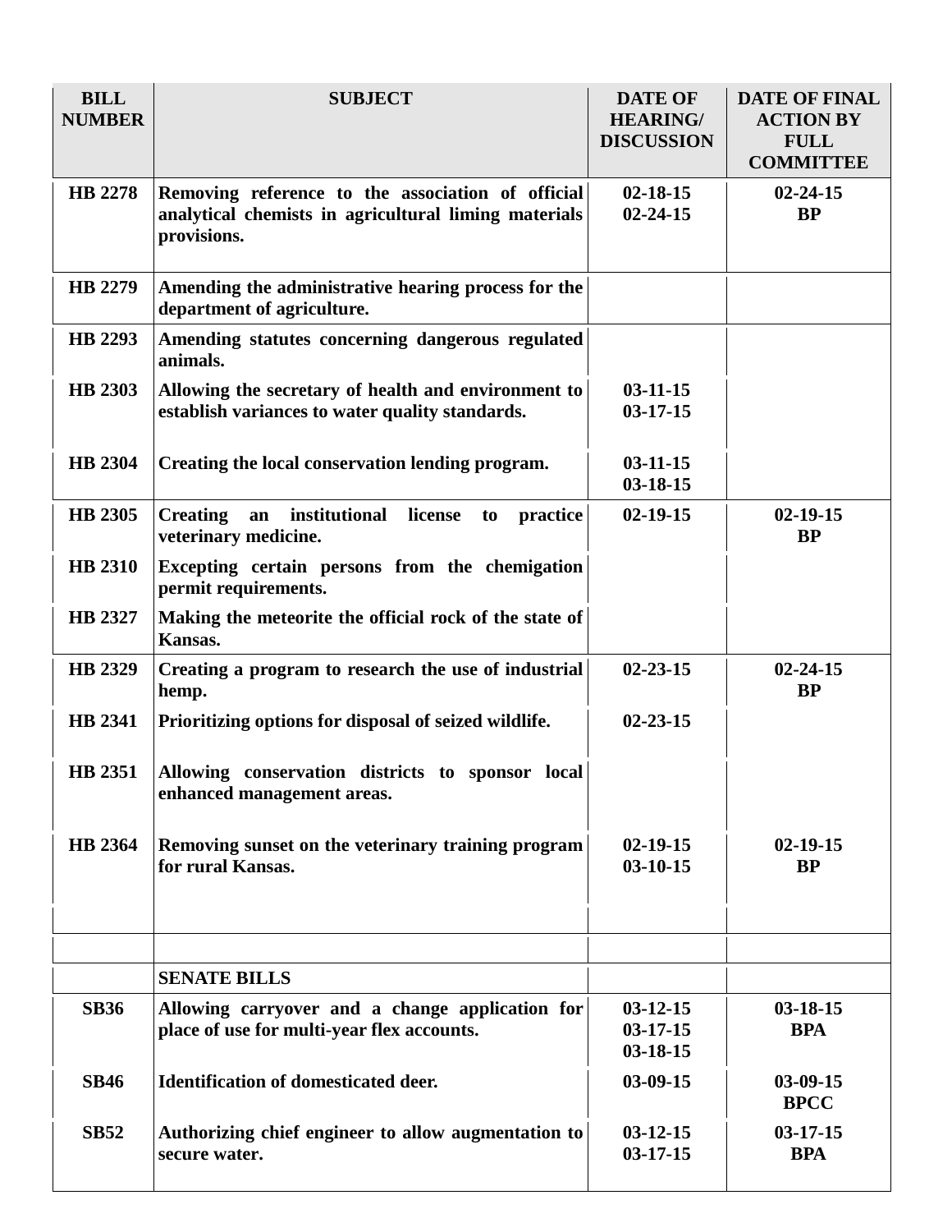| BILL NUMBER | SUBJECT | DATE OF HEARING/ DISCUSSION | DATE OF FINAL ACTION BY FULL COMMITTEE |
|---|---|---|---|
| HB 2278 | Removing reference to the association of official analytical chemists in agricultural liming materials provisions. | 02-18-15<br>02-24-15 | 02-24-15<br>BP |
| HB 2279 | Amending the administrative hearing process for the department of agriculture. | | |
| HB 2293 | Amending statutes concerning dangerous regulated animals. | | |
| HB 2303 | Allowing the secretary of health and environment to establish variances to water quality standards. | 03-11-15<br>03-17-15 | |
| HB 2304 | Creating the local conservation lending program. | 03-11-15<br>03-18-15 | |
| HB 2305 | Creating an institutional license to practice veterinary medicine. | 02-19-15 | 02-19-15<br>BP |
| HB 2310 | Excepting certain persons from the chemigation permit requirements. | | |
| HB 2327 | Making the meteorite the official rock of the state of Kansas. | | |
| HB 2329 | Creating a program to research the use of industrial hemp. | 02-23-15 | 02-24-15<br>BP |
| HB 2341 | Prioritizing options for disposal of seized wildlife. | 02-23-15 | |
| HB 2351 | Allowing conservation districts to sponsor local enhanced management areas. | | |
| HB 2364 | Removing sunset on the veterinary training program for rural Kansas. | 02-19-15<br>03-10-15 | 02-19-15<br>BP |
| | | | |
| | SENATE BILLS | | |
| SB36 | Allowing carryover and a change application for place of use for multi-year flex accounts. | 03-12-15<br>03-17-15<br>03-18-15 | 03-18-15<br>BPA |
| SB46 | Identification of domesticated deer. | 03-09-15 | 03-09-15<br>BPCC |
| SB52 | Authorizing chief engineer to allow augmentation to secure water. | 03-12-15<br>03-17-15 | 03-17-15<br>BPA |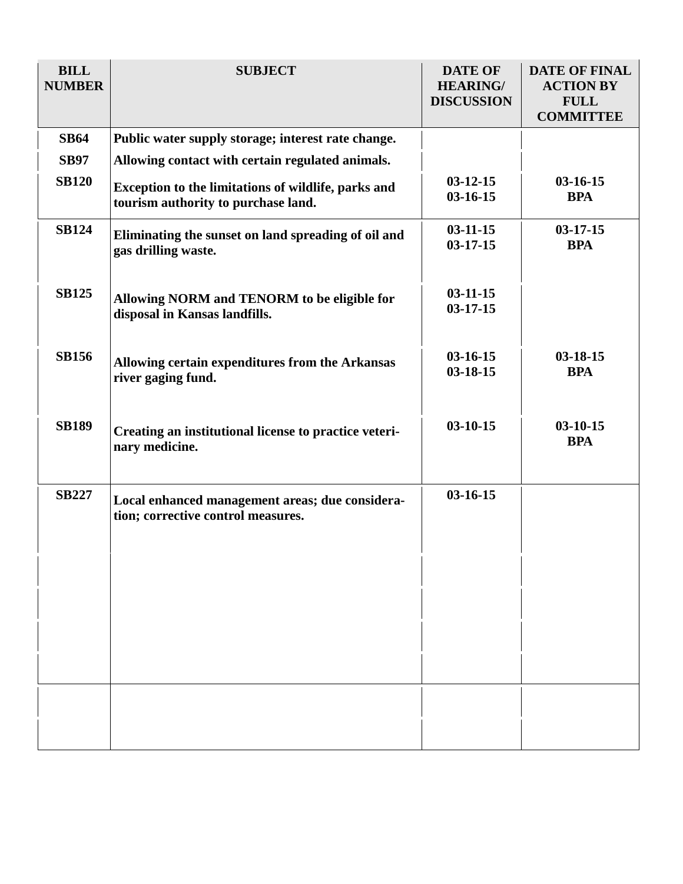| BILL NUMBER | SUBJECT | DATE OF HEARING/ DISCUSSION | DATE OF FINAL ACTION BY FULL COMMITTEE |
|---|---|---|---|
| SB64 | Public water supply storage; interest rate change. | | |
| SB97 | Allowing contact with certain regulated animals. | | |
| SB120 | Exception to the limitations of wildlife, parks and tourism authority to purchase land. | 03-12-15<br>03-16-15 | 03-16-15<br>BPA |
| SB124 | Eliminating the sunset on land spreading of oil and gas drilling waste. | 03-11-15<br>03-17-15 | 03-17-15<br>BPA |
| SB125 | Allowing NORM and TENORM to be eligible for disposal in Kansas landfills. | 03-11-15<br>03-17-15 | |
| SB156 | Allowing certain expenditures from the Arkansas river gaging fund. | 03-16-15<br>03-18-15 | 03-18-15<br>BPA |
| SB189 | Creating an institutional license to practice veterinary medicine. | 03-10-15 | 03-10-15<br>BPA |
| SB227 | Local enhanced management areas; due consideration; corrective control measures. | 03-16-15 | |